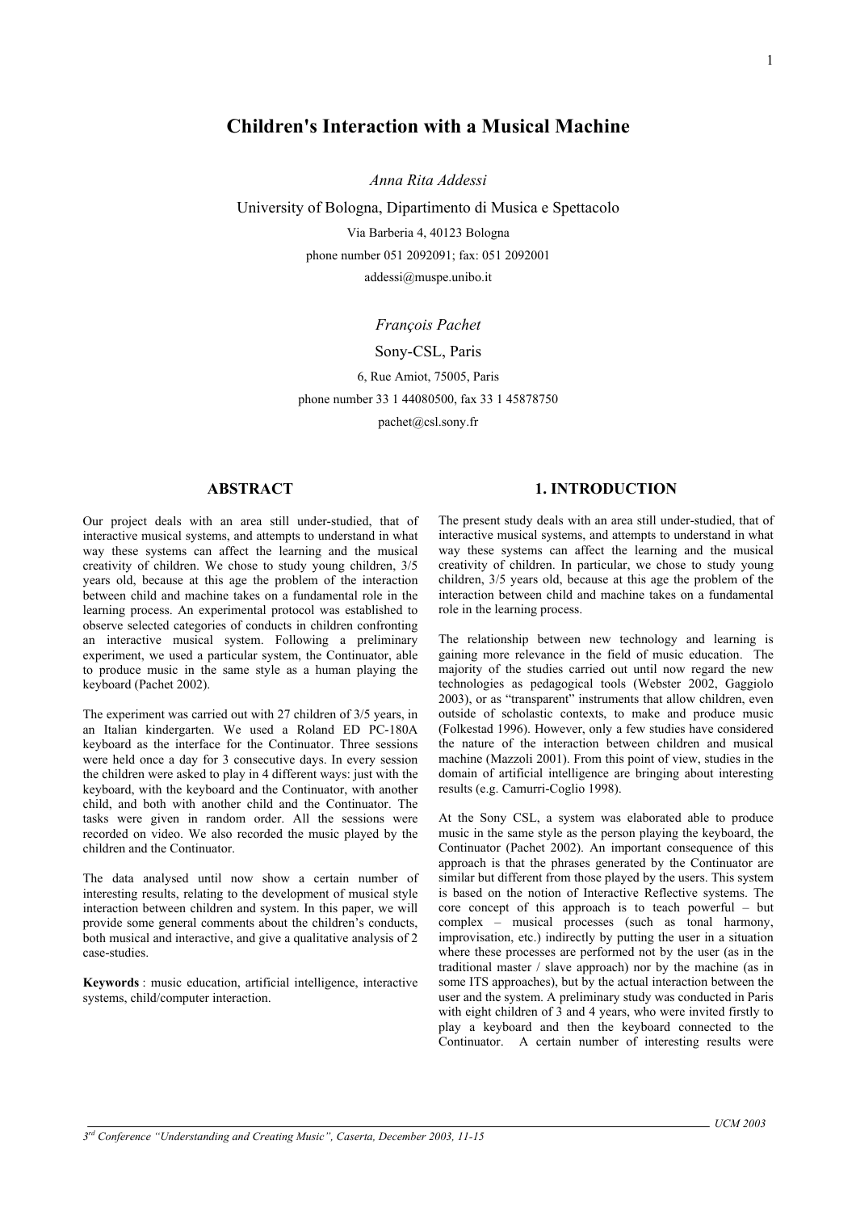# Children's Interaction with a Musical Machine

*Anna Rita Addessi*

University of Bologna, Dipartimento di Musica e Spettacolo

Via Barberia 4, 40123 Bologna

phone number 051 2092091; fax: 051 2092001

addessi@muspe.unibo.it

*François Pachet*

Sony-CSL, Paris

6, Rue Amiot, 75005, Paris

phone number 33 1 44080500, fax 33 1 45878750

pachet@csl.sony.fr

## ABSTRACT

Our project deals with an area still under-studied, that of interactive musical systems, and attempts to understand in what way these systems can affect the learning and the musical creativity of children. We chose to study young children, 3/5 years old, because at this age the problem of the interaction between child and machine takes on a fundamental role in the learning process. An experimental protocol was established to observe selected categories of conducts in children confronting an interactive musical system. Following a preliminary experiment, we used a particular system, the Continuator, able to produce music in the same style as a human playing the keyboard (Pachet 2002).

The experiment was carried out with 27 children of 3/5 years, in an Italian kindergarten. We used a Roland ED PC-180A keyboard as the interface for the Continuator. Three sessions were held once a day for 3 consecutive days. In every session the children were asked to play in 4 different ways: just with the keyboard, with the keyboard and the Continuator, with another child, and both with another child and the Continuator. The tasks were given in random order. All the sessions were recorded on video. We also recorded the music played by the children and the Continuator.

The data analysed until now show a certain number of interesting results, relating to the development of musical style interaction between children and system. In this paper, we will provide some general comments about the children's conducts, both musical and interactive, and give a qualitative analysis of 2 case-studies.

**Keywords** : music education, artificial intelligence, interactive systems, child/computer interaction.

## 1. INTRODUCTION

The present study deals with an area still under-studied, that of interactive musical systems, and attempts to understand in what way these systems can affect the learning and the musical creativity of children. In particular, we chose to study young children, 3/5 years old, because at this age the problem of the interaction between child and machine takes on a fundamental role in the learning process.

The relationship between new technology and learning is gaining more relevance in the field of music education. The majority of the studies carried out until now regard the new technologies as pedagogical tools (Webster 2002, Gaggiolo 2003), or as "transparent" instruments that allow children, even outside of scholastic contexts, to make and produce music (Folkestad 1996). However, only a few studies have considered the nature of the interaction between children and musical machine (Mazzoli 2001). From this point of view, studies in the domain of artificial intelligence are bringing about interesting results (e.g. Camurri-Coglio 1998).

At the Sony CSL, a system was elaborated able to produce music in the same style as the person playing the keyboard, the Continuator (Pachet 2002). An important consequence of this approach is that the phrases generated by the Continuator are similar but different from those played by the users. This system is based on the notion of Interactive Reflective systems. The core concept of this approach is to teach powerful – but complex – musical processes (such as tonal harmony, improvisation, etc.) indirectly by putting the user in a situation where these processes are performed not by the user (as in the traditional master / slave approach) nor by the machine (as in some ITS approaches), but by the actual interaction between the user and the system. A preliminary study was conducted in Paris with eight children of 3 and 4 years, who were invited firstly to play a keyboard and then the keyboard connected to the Continuator. A certain number of interesting results were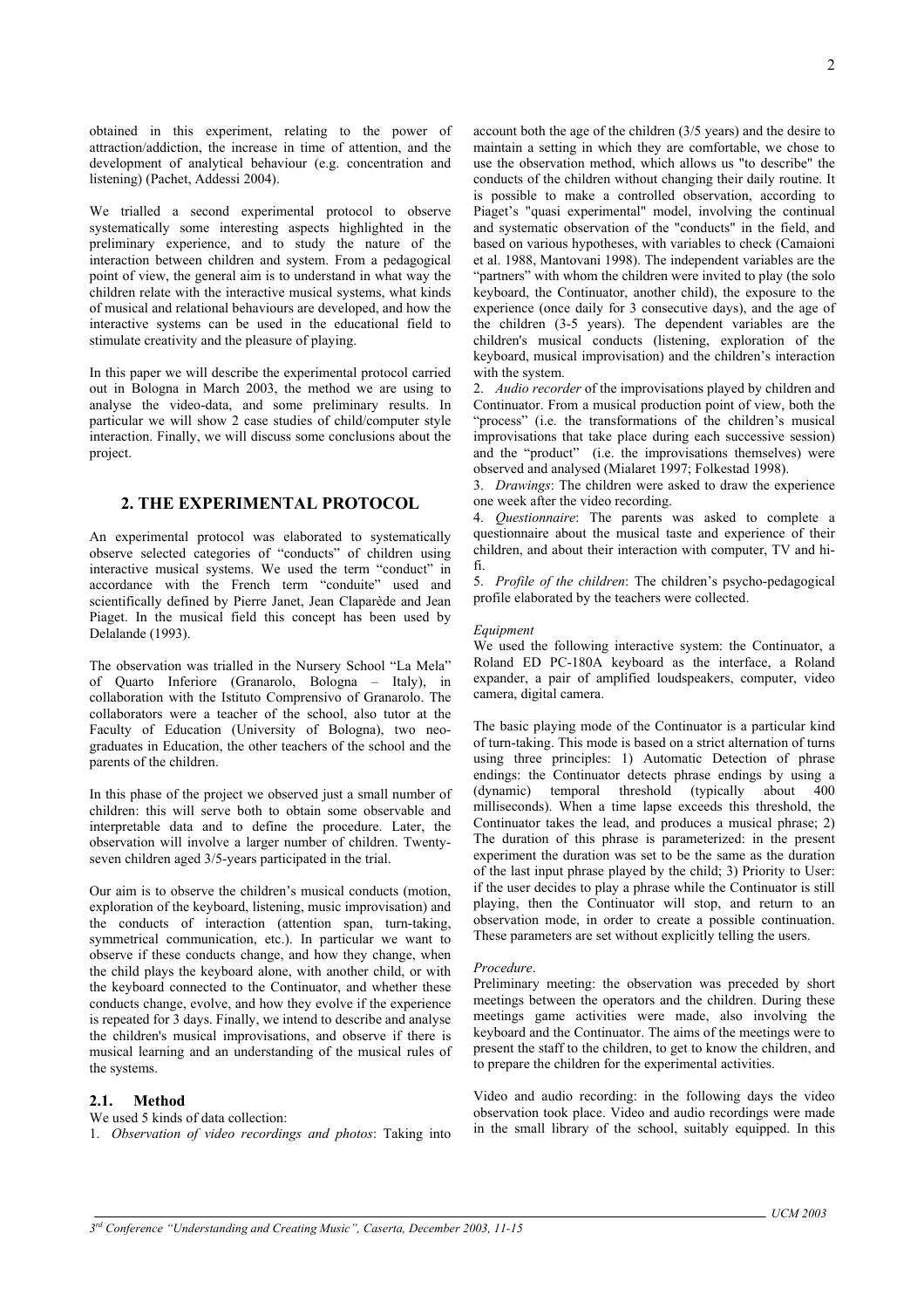obtained in this experiment, relating to the power of attraction/addiction, the increase in time of attention, and the development of analytical behaviour (e.g. concentration and listening) (Pachet, Addessi 2004).

We trialled a second experimental protocol to observe systematically some interesting aspects highlighted in the preliminary experience, and to study the nature of the interaction between children and system. From a pedagogical point of view, the general aim is to understand in what way the children relate with the interactive musical systems, what kinds of musical and relational behaviours are developed, and how the interactive systems can be used in the educational field to stimulate creativity and the pleasure of playing.

In this paper we will describe the experimental protocol carried out in Bologna in March 2003, the method we are using to analyse the video-data, and some preliminary results. In particular we will show 2 case studies of child/computer style interaction. Finally, we will discuss some conclusions about the project.

## 2. THE EXPERIMENTAL PROTOCOL

An experimental protocol was elaborated to systematically observe selected categories of "conducts" of children using interactive musical systems. We used the term "conduct" in accordance with the French term "conduite" used and scientifically defined by Pierre Janet, Jean Claparède and Jean Piaget. In the musical field this concept has been used by Delalande (1993).

The observation was trialled in the Nursery School "La Mela" of Quarto Inferiore (Granarolo, Bologna – Italy), in collaboration with the Istituto Comprensivo of Granarolo. The collaborators were a teacher of the school, also tutor at the Faculty of Education (University of Bologna), two neo-graduates in Education, the other teachers of the school and the parents of the children.

In this phase of the project we observed just a small number of children: this will serve both to obtain some observable and interpretable data and to define the procedure. Later, the observation will involve a larger number of children. Twenty-seven children aged 3/5-years participated in the trial.

Our aim is to observe the children's musical conducts (motion, exploration of the keyboard, listening, music improvisation) and the conducts of interaction (attention span, turn-taking, symmetrical communication, etc.). In particular we want to observe if these conducts change, and how they change, when the child plays the keyboard alone, with another child, or with the keyboard connected to the Continuator, and whether these conducts change, evolve, and how they evolve if the experience is repeated for 3 days. Finally, we intend to describe and analyse the children's musical improvisations, and observe if there is musical learning and an understanding of the musical rules of the systems.

### 2.1. Method

We used 5 kinds of data collection:

1. *Observation of video recordings and photos*: Taking into account both the age of the children (3/5 years) and the desire to maintain a setting in which they are comfortable, we chose to use the observation method, which allows us "to describe" the conducts of the children without changing their daily routine. It is possible to make a controlled observation, according to Piaget's "quasi experimental" model, involving the continual and systematic observation of the "conducts" in the field, and based on various hypotheses, with variables to check (Camaioni et al. 1988, Mantovani 1998). The independent variables are the "partners" with whom the children were invited to play (the solo keyboard, the Continuator, another child), the exposure to the experience (once daily for 3 consecutive days), and the age of the children (3-5 years). The dependent variables are the children's musical conducts (listening, exploration of the keyboard, musical improvisation) and the children's interaction with the system.
2. *Audio recorder* of the improvisations played by children and Continuator. From a musical production point of view, both the "process" (i.e. the transformations of the children's musical improvisations that take place during each successive session) and the "product" (i.e. the improvisations themselves) were observed and analysed (Mialaret 1997; Folkestad 1998).
3. *Drawings*: The children were asked to draw the experience one week after the video recording.
4. *Questionnaire*: The parents was asked to complete a questionnaire about the musical taste and experience of their children, and about their interaction with computer, TV and hi-fi.
5. *Profile of the children*: The children's psycho-pedagogical profile elaborated by the teachers were collected.

*Equipment*

We used the following interactive system: the Continuator, a Roland ED PC-180A keyboard as the interface, a Roland expander, a pair of amplified loudspeakers, computer, video camera, digital camera.

The basic playing mode of the Continuator is a particular kind of turn-taking. This mode is based on a strict alternation of turns using three principles: 1) Automatic Detection of phrase endings: the Continuator detects phrase endings by using a (dynamic) temporal threshold (typically about 400 milliseconds). When a time lapse exceeds this threshold, the Continuator takes the lead, and produces a musical phrase; 2) The duration of this phrase is parameterized: in the present experiment the duration was set to be the same as the duration of the last input phrase played by the child; 3) Priority to User: if the user decides to play a phrase while the Continuator is still playing, then the Continuator will stop, and return to an observation mode, in order to create a possible continuation. These parameters are set without explicitly telling the users.

*Procedure*.

Preliminary meeting: the observation was preceded by short meetings between the operators and the children. During these meetings game activities were made, also involving the keyboard and the Continuator. The aims of the meetings were to present the staff to the children, to get to know the children, and to prepare the children for the experimental activities.

Video and audio recording: in the following days the video observation took place. Video and audio recordings were made in the small library of the school, suitably equipped. In this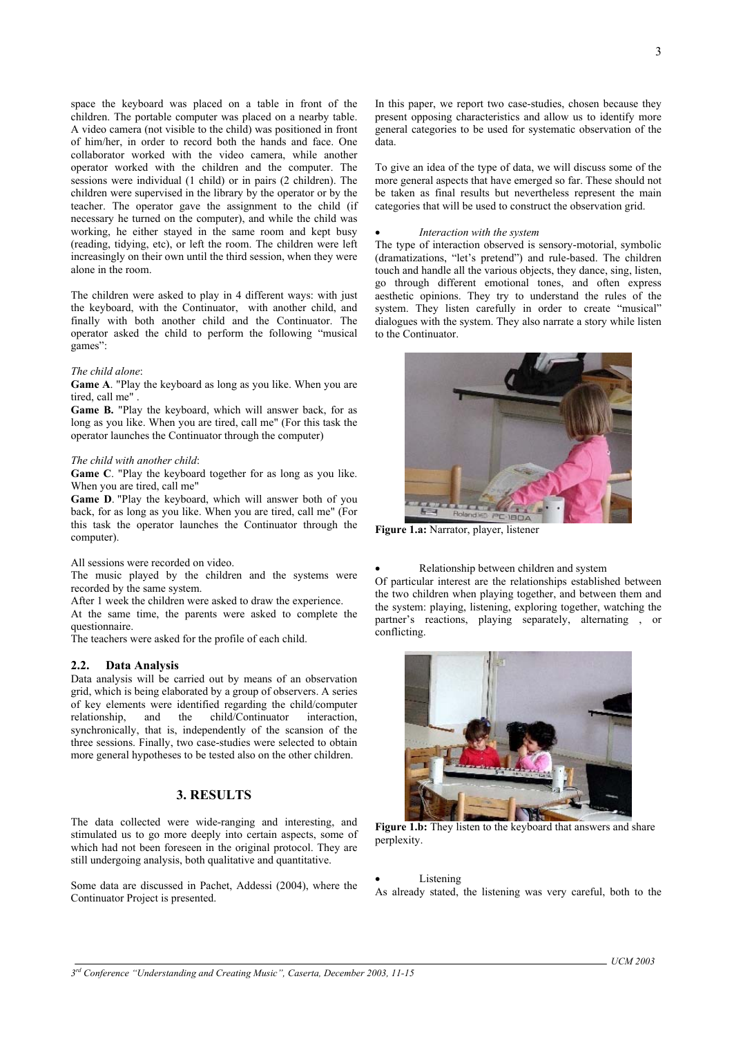space the keyboard was placed on a table in front of the children. The portable computer was placed on a nearby table. A video camera (not visible to the child) was positioned in front of him/her, in order to record both the hands and face. One collaborator worked with the video camera, while another operator worked with the children and the computer. The sessions were individual (1 child) or in pairs (2 children). The children were supervised in the library by the operator or by the teacher. The operator gave the assignment to the child (if necessary he turned on the computer), and while the child was working, he either stayed in the same room and kept busy (reading, tidying, etc), or left the room. The children were left increasingly on their own until the third session, when they were alone in the room.

The children were asked to play in 4 different ways: with just the keyboard, with the Continuator, with another child, and finally with both another child and the Continuator. The operator asked the child to perform the following "musical games":

*The child alone*:

**Game A**. "Play the keyboard as long as you like. When you are tired, call me" .

**Game B.** "Play the keyboard, which will answer back, for as long as you like. When you are tired, call me" (For this task the operator launches the Continuator through the computer)

*The child with another child*:

**Game C**. "Play the keyboard together for as long as you like. When you are tired, call me"

**Game D**. "Play the keyboard, which will answer both of you back, for as long as you like. When you are tired, call me" (For this task the operator launches the Continuator through the computer).

All sessions were recorded on video.

The music played by the children and the systems were recorded by the same system.

After 1 week the children were asked to draw the experience.

At the same time, the parents were asked to complete the questionnaire.

The teachers were asked for the profile of each child.

### 2.2. Data Analysis

Data analysis will be carried out by means of an observation grid, which is being elaborated by a group of observers. A series of key elements were identified regarding the child/computer relationship, and the child/Continuator interaction, synchronically, that is, independently of the scansion of the three sessions. Finally, two case-studies were selected to obtain more general hypotheses to be tested also on the other children.

## 3. RESULTS

The data collected were wide-ranging and interesting, and stimulated us to go more deeply into certain aspects, some of which had not been foreseen in the original protocol. They are still undergoing analysis, both qualitative and quantitative.

Some data are discussed in Pachet, Addessi (2004), where the Continuator Project is presented.

In this paper, we report two case-studies, chosen because they present opposing characteristics and allow us to identify more general categories to be used for systematic observation of the data.

To give an idea of the type of data, we will discuss some of the more general aspects that have emerged so far. These should not be taken as final results but nevertheless represent the main categories that will be used to construct the observation grid.

- *Interaction with the system*

The type of interaction observed is sensory-motorial, symbolic (dramatizations, "let's pretend") and rule-based. The children touch and handle all the various objects, they dance, sing, listen, go through different emotional tones, and often express aesthetic opinions. They try to understand the rules of the system. They listen carefully in order to create "musical" dialogues with the system. They also narrate a story while listen to the Continuator.

**Figure 1.a:** Narrator, player, listener

- Relationship between children and system

Of particular interest are the relationships established between the two children when playing together, and between them and the system: playing, listening, exploring together, watching the partner's reactions, playing separately, alternating , or conflicting.

**Figure 1.b:** They listen to the keyboard that answers and share perplexity.

- Listening

As already stated, the listening was very careful, both to the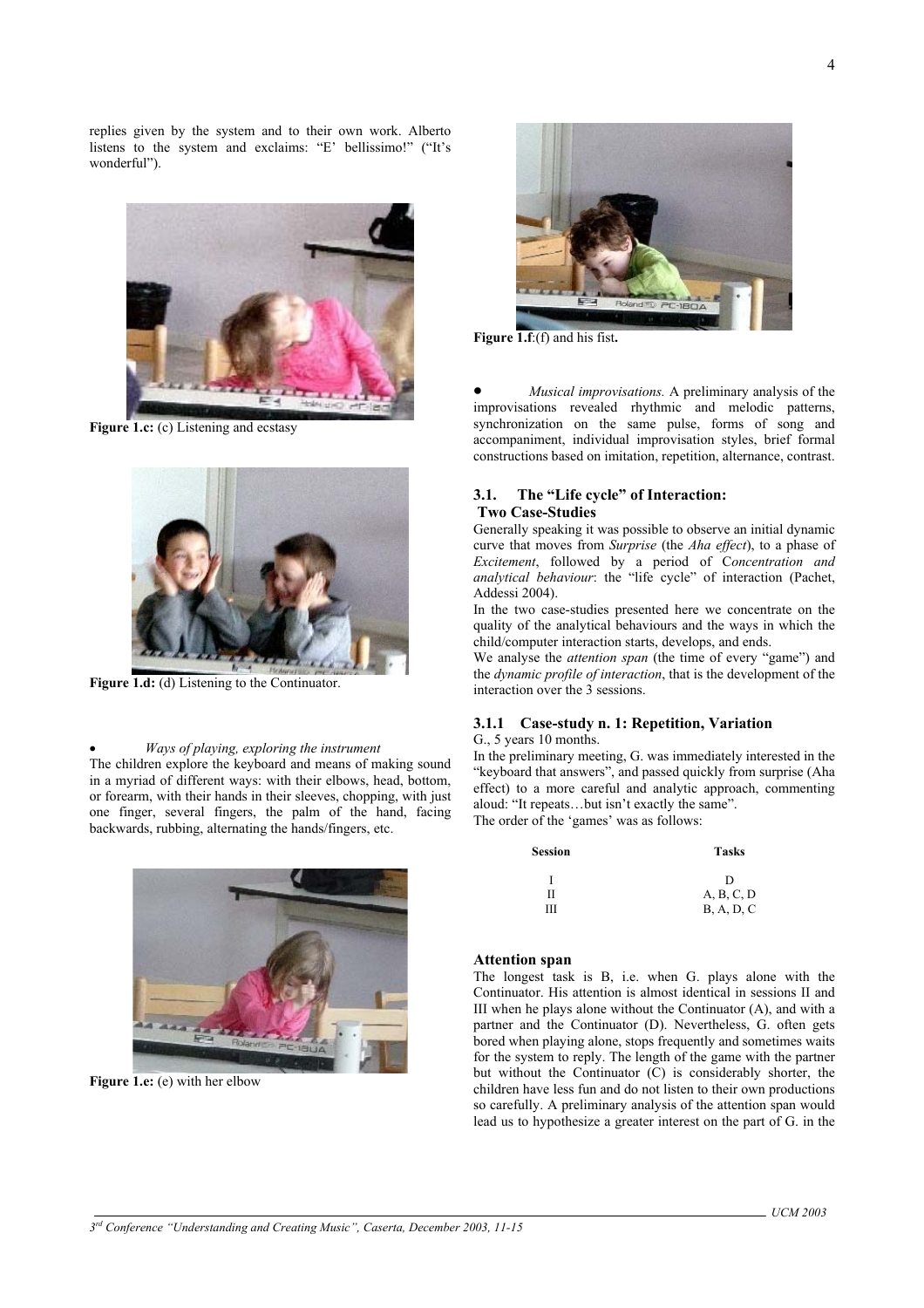replies given by the system and to their own work. Alberto listens to the system and exclaims: "E' bellissimo!" ("It's wonderful").

**Figure 1.c:** (c) Listening and ecstasy

**Figure 1.d:** (d) Listening to the Continuator.

- *Ways of playing, exploring the instrument*

The children explore the keyboard and means of making sound in a myriad of different ways: with their elbows, head, bottom, or forearm, with their hands in their sleeves, chopping, with just one finger, several fingers, the palm of the hand, facing backwards, rubbing, alternating the hands/fingers, etc.

**Figure 1.e:** (e) with her elbow

**Figure 1.f**:(f) and his fist**.**

- *Musical improvisations.* A preliminary analysis of the improvisations revealed rhythmic and melodic patterns, synchronization on the same pulse, forms of song and accompaniment, individual improvisation styles, brief formal constructions based on imitation, repetition, alternance, contrast.

### 3.1. The "Life cycle" of Interaction: Two Case-Studies

Generally speaking it was possible to observe an initial dynamic curve that moves from *Surprise* (the *Aha effect*), to a phase of *Excitement*, followed by a period of C*oncentration and analytical behaviour*: the "life cycle" of interaction (Pachet, Addessi 2004).

In the two case-studies presented here we concentrate on the quality of the analytical behaviours and the ways in which the child/computer interaction starts, develops, and ends.

We analyse the *attention span* (the time of every "game") and the *dynamic profile of interaction*, that is the development of the interaction over the 3 sessions.

#### 3.1.1 Case-study n. 1: Repetition, Variation

G., 5 years 10 months.

In the preliminary meeting, G. was immediately interested in the "keyboard that answers", and passed quickly from surprise (Aha effect) to a more careful and analytic approach, commenting aloud: "It repeats…but isn't exactly the same".

The order of the 'games' was as follows:

| Session | Tasks |
|---|---|
| I | D |
| II | A, B, C, D |
| III | B, A, D, C |

**Attention span**

The longest task is B, i.e. when G. plays alone with the Continuator. His attention is almost identical in sessions II and III when he plays alone without the Continuator (A), and with a partner and the Continuator (D). Nevertheless, G. often gets bored when playing alone, stops frequently and sometimes waits for the system to reply. The length of the game with the partner but without the Continuator (C) is considerably shorter, the children have less fun and do not listen to their own productions so carefully. A preliminary analysis of the attention span would lead us to hypothesize a greater interest on the part of G. in the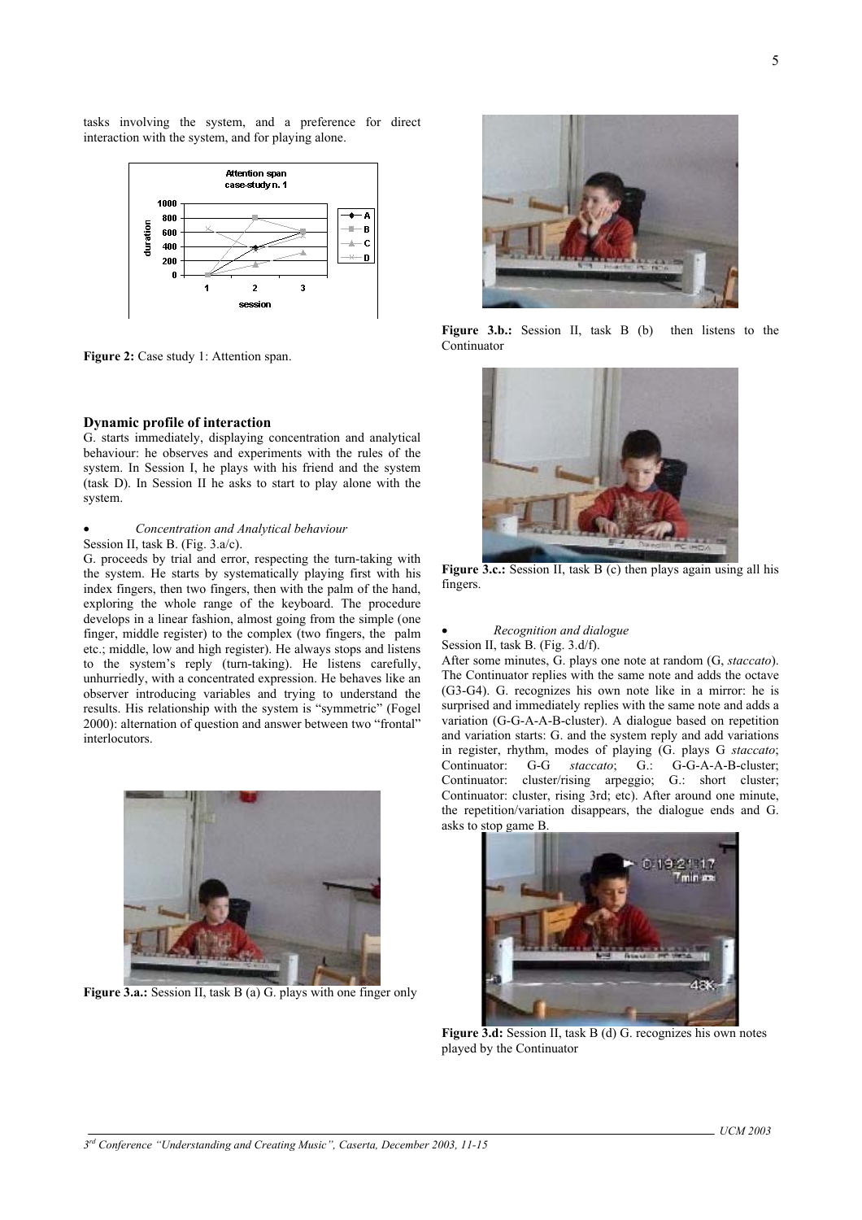tasks involving the system, and a preference for direct interaction with the system, and for playing alone.

Figure 2: Case study 1: Attention span.

### Dynamic profile of interaction

G. starts immediately, displaying concentration and analytical behaviour: he observes and experiments with the rules of the system. In Session I, he plays with his friend and the system (task D). In Session II he asks to start to play alone with the system.

- *Concentration and Analytical behaviour*

Session II, task B. (Fig. 3.a/c).

G. proceeds by trial and error, respecting the turn-taking with the system. He starts by systematically playing first with his index fingers, then two fingers, then with the palm of the hand, exploring the whole range of the keyboard. The procedure develops in a linear fashion, almost going from the simple (one finger, middle register) to the complex (two fingers, the palm etc.; middle, low and high register). He always stops and listens to the system's reply (turn-taking). He listens carefully, unhurriedly, with a concentrated expression. He behaves like an observer introducing variables and trying to understand the results. His relationship with the system is "symmetric" (Fogel 2000): alternation of question and answer between two "frontal" interlocutors.

Figure 3.a.: Session II, task B (a) G. plays with one finger only

Figure 3.b.: Session II, task B (b) then listens to the Continuator

Figure 3.c.: Session II, task B (c) then plays again using all his fingers.

- *Recognition and dialogue*

Session II, task B. (Fig. 3.d/f).

After some minutes, G. plays one note at random (G, *staccato*). The Continuator replies with the same note and adds the octave (G3-G4). G. recognizes his own note like in a mirror: he is surprised and immediately replies with the same note and adds a variation (G-G-A-A-B-cluster). A dialogue based on repetition and variation starts: G. and the system reply and add variations in register, rhythm, modes of playing (G. plays G *staccato*; Continuator: G-G *staccato*; G.: G-G-A-A-B-cluster; Continuator: cluster/rising arpeggio; G.: short cluster; Continuator: cluster, rising 3rd; etc). After around one minute, the repetition/variation disappears, the dialogue ends and G. asks to stop game B.

Figure 3.d: Session II, task B (d) G. recognizes his own notes played by the Continuator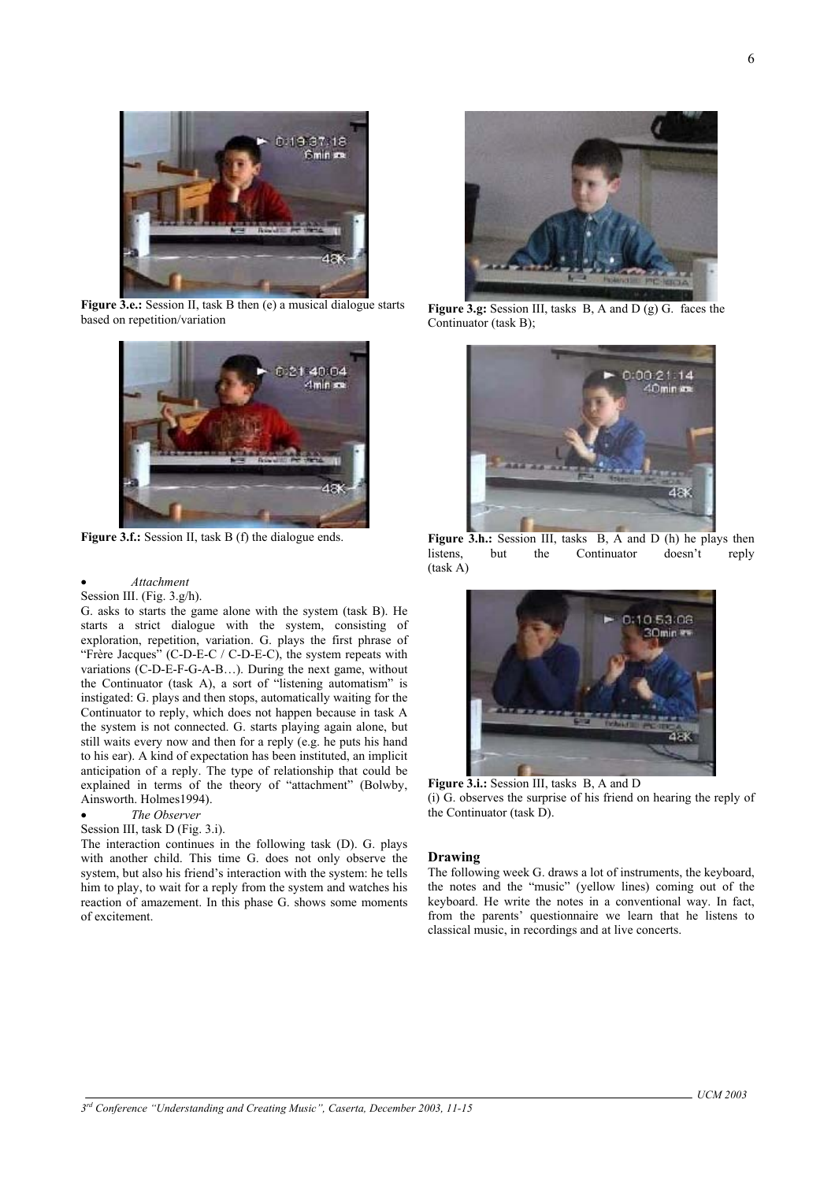**Figure 3.e.:** Session II, task B then (e) a musical dialogue starts based on repetition/variation

**Figure 3.f.:** Session II, task B (f) the dialogue ends.

- *Attachment*

Session III. (Fig. 3.g/h).

G. asks to starts the game alone with the system (task B). He starts a strict dialogue with the system, consisting of exploration, repetition, variation. G. plays the first phrase of "Frère Jacques" (C-D-E-C / C-D-E-C), the system repeats with variations (C-D-E-F-G-A-B…). During the next game, without the Continuator (task A), a sort of "listening automatism" is instigated: G. plays and then stops, automatically waiting for the Continuator to reply, which does not happen because in task A the system is not connected. G. starts playing again alone, but still waits every now and then for a reply (e.g. he puts his hand to his ear). A kind of expectation has been instituted, an implicit anticipation of a reply. The type of relationship that could be explained in terms of the theory of "attachment" (Bolwby, Ainsworth. Holmes1994).

- *The Observer*

Session III, task D (Fig. 3.i).

The interaction continues in the following task (D). G. plays with another child. This time G. does not only observe the system, but also his friend's interaction with the system: he tells him to play, to wait for a reply from the system and watches his reaction of amazement. In this phase G. shows some moments of excitement.

**Figure 3.g:** Session III, tasks B, A and D (g) G. faces the Continuator (task B);

**Figure 3.h.:** Session III, tasks B, A and D (h) he plays then listens, but the Continuator doesn't reply (task A)

**Figure 3.i.:** Session III, tasks B, A and D
(i) G. observes the surprise of his friend on hearing the reply of the Continuator (task D).

### Drawing

The following week G. draws a lot of instruments, the keyboard, the notes and the "music" (yellow lines) coming out of the keyboard. He write the notes in a conventional way. In fact, from the parents' questionnaire we learn that he listens to classical music, in recordings and at live concerts.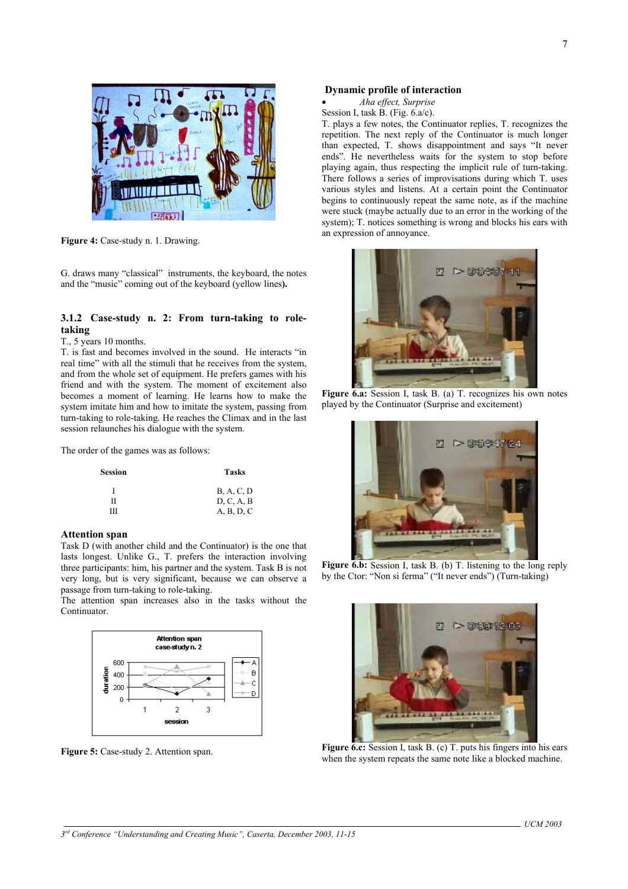Figure 4: Case-study n. 1. Drawing.

G. draws many "classical" instruments, the keyboard, the notes and the "music" coming out of the keyboard (yellow lines).

### 3.1.2 Case-study n. 2: From turn-taking to role-taking

T., 5 years 10 months.

T. is fast and becomes involved in the sound. He interacts "in real time" with all the stimuli that he receives from the system, and from the whole set of equipment. He prefers games with his friend and with the system. The moment of excitement also becomes a moment of learning. He learns how to make the system imitate him and how to imitate the system, passing from turn-taking to role-taking. He reaches the Climax and in the last session relaunches his dialogue with the system.

The order of the games was as follows:

| Session | Tasks |
|---|---|
| I | B, A, C, D |
| II | D, C, A, B |
| III | A, B, D, C |

#### Attention span

Task D (with another child and the Continuator) is the one that lasts longest. Unlike G., T. prefers the interaction involving three participants: him, his partner and the system. Task B is not very long, but is very significant, because we can observe a passage from turn-taking to role-taking.

The attention span increases also in the tasks without the Continuator.

Figure 5: Case-study 2. Attention span.

#### Dynamic profile of interaction

- *Aha effect, Surprise*

Session I, task B. (Fig. 6.a/c).

T. plays a few notes, the Continuator replies, T. recognizes the repetition. The next reply of the Continuator is much longer than expected, T. shows disappointment and says "It never ends". He nevertheless waits for the system to stop before playing again, thus respecting the implicit rule of turn-taking. There follows a series of improvisations during which T. uses various styles and listens. At a certain point the Continuator begins to continuously repeat the same note, as if the machine were stuck (maybe actually due to an error in the working of the system); T. notices something is wrong and blocks his ears with an expression of annoyance.

Figure 6.a: Session I, task B. (a) T. recognizes his own notes played by the Continuator (Surprise and excitement)

Figure 6.b: Session I, task B. (b) T. listening to the long reply by the Ctor: "Non si ferma" ("It never ends") (Turn-taking)

Figure 6.c: Session I, task B. (c) T. puts his fingers into his ears when the system repeats the same note like a blocked machine.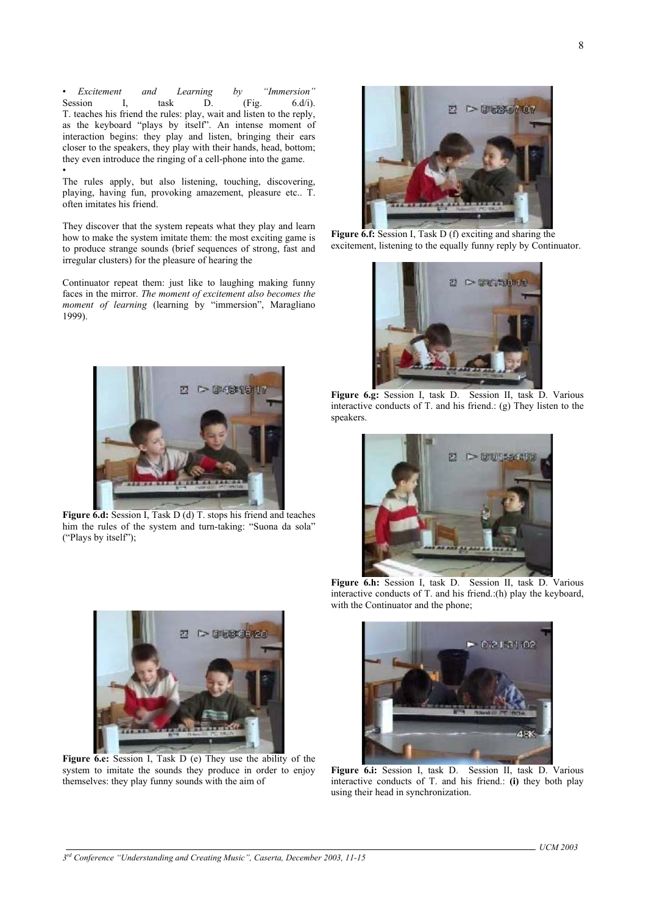• *Excitement and Learning by "Immersion"* Session I, task D. (Fig. 6.d/i). T. teaches his friend the rules: play, wait and listen to the reply, as the keyboard "plays by itself". An intense moment of interaction begins: they play and listen, bringing their ears closer to the speakers, they play with their hands, head, bottom; they even introduce the ringing of a cell-phone into the game.

•

The rules apply, but also listening, touching, discovering, playing, having fun, provoking amazement, pleasure etc.. T. often imitates his friend.

They discover that the system repeats what they play and learn how to make the system imitate them: the most exciting game is to produce strange sounds (brief sequences of strong, fast and irregular clusters) for the pleasure of hearing the

Continuator repeat them: just like to laughing making funny faces in the mirror. *The moment of excitement also becomes the moment of learning* (learning by "immersion", Maragliano 1999).

**Figure 6.d:** Session I, Task D (d) T. stops his friend and teaches him the rules of the system and turn-taking: "Suona da sola" ("Plays by itself");

**Figure 6.e:** Session I, Task D (e) They use the ability of the system to imitate the sounds they produce in order to enjoy themselves: they play funny sounds with the aim of

**Figure 6.f:** Session I, Task D (f) exciting and sharing the excitement, listening to the equally funny reply by Continuator.

**Figure 6.g:** Session I, task D. Session II, task D. Various interactive conducts of T. and his friend.: (g) They listen to the speakers.

**Figure 6.h:** Session I, task D. Session II, task D. Various interactive conducts of T. and his friend.:(h) play the keyboard, with the Continuator and the phone;

**Figure 6.i:** Session I, task D. Session II, task D. Various interactive conducts of T. and his friend.: **(i)** they both play using their head in synchronization.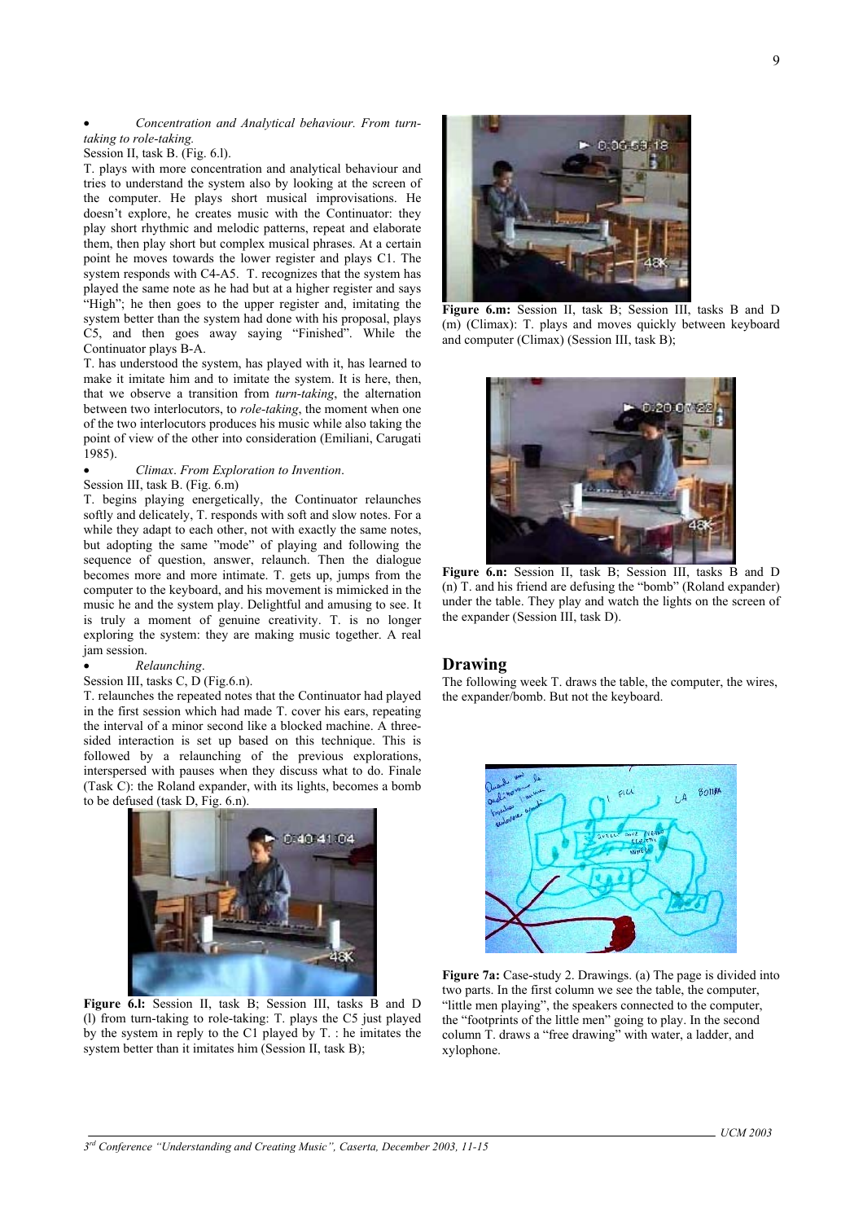- *Concentration and Analytical behaviour. From turn-taking to role-taking.*

Session II, task B. (Fig. 6.l).

T. plays with more concentration and analytical behaviour and tries to understand the system also by looking at the screen of the computer. He plays short musical improvisations. He doesn't explore, he creates music with the Continuator: they play short rhythmic and melodic patterns, repeat and elaborate them, then play short but complex musical phrases. At a certain point he moves towards the lower register and plays C1. The system responds with C4-A5. T. recognizes that the system has played the same note as he had but at a higher register and says "High"; he then goes to the upper register and, imitating the system better than the system had done with his proposal, plays C5, and then goes away saying "Finished". While the Continuator plays B-A.

T. has understood the system, has played with it, has learned to make it imitate him and to imitate the system. It is here, then, that we observe a transition from *turn-taking*, the alternation between two interlocutors, to *role-taking*, the moment when one of the two interlocutors produces his music while also taking the point of view of the other into consideration (Emiliani, Carugati 1985).

- *Climax. From Exploration to Invention.*

Session III, task B. (Fig. 6.m)

T. begins playing energetically, the Continuator relaunches softly and delicately, T. responds with soft and slow notes. For a while they adapt to each other, not with exactly the same notes, but adopting the same "mode" of playing and following the sequence of question, answer, relaunch. Then the dialogue becomes more and more intimate. T. gets up, jumps from the computer to the keyboard, and his movement is mimicked in the music he and the system play. Delightful and amusing to see. It is truly a moment of genuine creativity. T. is no longer exploring the system: they are making music together. A real jam session.

- *Relaunching.*

Session III, tasks C, D (Fig.6.n).

T. relaunches the repeated notes that the Continuator had played in the first session which had made T. cover his ears, repeating the interval of a minor second like a blocked machine. A three-sided interaction is set up based on this technique. This is followed by a relaunching of the previous explorations, interspersed with pauses when they discuss what to do. Finale (Task C): the Roland expander, with its lights, becomes a bomb to be defused (task D, Fig. 6.n).

**Figure 6.l:** Session II, task B; Session III, tasks B and D (l) from turn-taking to role-taking: T. plays the C5 just played by the system in reply to the C1 played by T. : he imitates the system better than it imitates him (Session II, task B);

**Figure 6.m:** Session II, task B; Session III, tasks B and D (m) (Climax): T. plays and moves quickly between keyboard and computer (Climax) (Session III, task B);

**Figure 6.n:** Session II, task B; Session III, tasks B and D (n) T. and his friend are defusing the "bomb" (Roland expander) under the table. They play and watch the lights on the screen of the expander (Session III, task D).

## Drawing

The following week T. draws the table, the computer, the wires, the expander/bomb. But not the keyboard.

**Figure 7a:** Case-study 2. Drawings. (a) The page is divided into two parts. In the first column we see the table, the computer, "little men playing", the speakers connected to the computer, the "footprints of the little men" going to play. In the second column T. draws a "free drawing" with water, a ladder, and xylophone.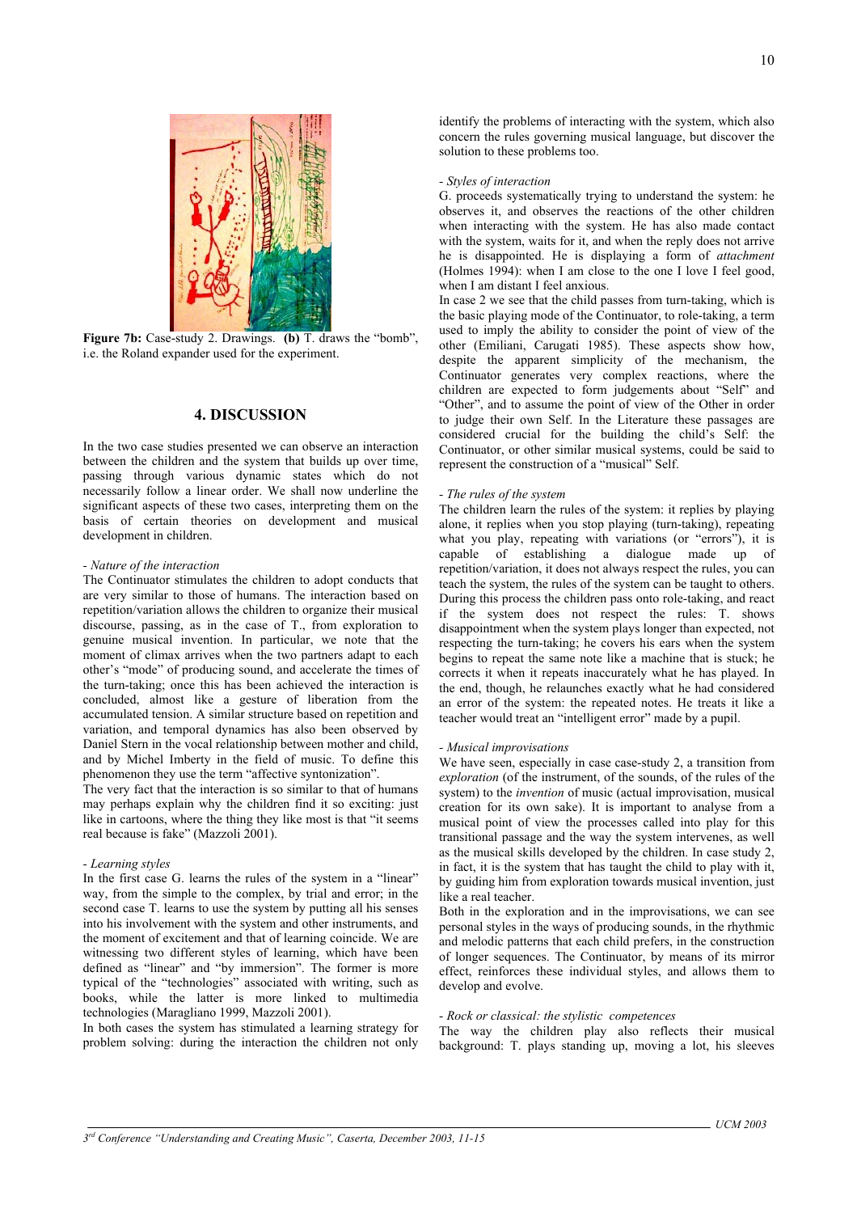**Figure 7b:** Case-study 2. Drawings. **(b)** T. draws the "bomb", i.e. the Roland expander used for the experiment.

## 4. DISCUSSION

In the two case studies presented we can observe an interaction between the children and the system that builds up over time, passing through various dynamic states which do not necessarily follow a linear order. We shall now underline the significant aspects of these two cases, interpreting them on the basis of certain theories on development and musical development in children.

*- Nature of the interaction*

The Continuator stimulates the children to adopt conducts that are very similar to those of humans. The interaction based on repetition/variation allows the children to organize their musical discourse, passing, as in the case of T., from exploration to genuine musical invention. In particular, we note that the moment of climax arrives when the two partners adapt to each other's "mode" of producing sound, and accelerate the times of the turn-taking; once this has been achieved the interaction is concluded, almost like a gesture of liberation from the accumulated tension. A similar structure based on repetition and variation, and temporal dynamics has also been observed by Daniel Stern in the vocal relationship between mother and child, and by Michel Imberty in the field of music. To define this phenomenon they use the term "affective syntonization".

The very fact that the interaction is so similar to that of humans may perhaps explain why the children find it so exciting: just like in cartoons, where the thing they like most is that "it seems real because is fake" (Mazzoli 2001).

*- Learning styles*

In the first case G. learns the rules of the system in a "linear" way, from the simple to the complex, by trial and error; in the second case T. learns to use the system by putting all his senses into his involvement with the system and other instruments, and the moment of excitement and that of learning coincide. We are witnessing two different styles of learning, which have been defined as "linear" and "by immersion". The former is more typical of the "technologies" associated with writing, such as books, while the latter is more linked to multimedia technologies (Maragliano 1999, Mazzoli 2001).

In both cases the system has stimulated a learning strategy for problem solving: during the interaction the children not only identify the problems of interacting with the system, which also concern the rules governing musical language, but discover the solution to these problems too.

*- Styles of interaction*

G. proceeds systematically trying to understand the system: he observes it, and observes the reactions of the other children when interacting with the system. He has also made contact with the system, waits for it, and when the reply does not arrive he is disappointed. He is displaying a form of *attachment* (Holmes 1994): when I am close to the one I love I feel good, when I am distant I feel anxious.

In case 2 we see that the child passes from turn-taking, which is the basic playing mode of the Continuator, to role-taking, a term used to imply the ability to consider the point of view of the other (Emiliani, Carugati 1985). These aspects show how, despite the apparent simplicity of the mechanism, the Continuator generates very complex reactions, where the children are expected to form judgements about "Self" and "Other", and to assume the point of view of the Other in order to judge their own Self. In the Literature these passages are considered crucial for the building the child's Self: the Continuator, or other similar musical systems, could be said to represent the construction of a "musical" Self.

*- The rules of the system*

The children learn the rules of the system: it replies by playing alone, it replies when you stop playing (turn-taking), repeating what you play, repeating with variations (or "errors"), it is capable of establishing a dialogue made up of repetition/variation, it does not always respect the rules, you can teach the system, the rules of the system can be taught to others. During this process the children pass onto role-taking, and react if the system does not respect the rules: T. shows disappointment when the system plays longer than expected, not respecting the turn-taking; he covers his ears when the system begins to repeat the same note like a machine that is stuck; he corrects it when it repeats inaccurately what he has played. In the end, though, he relaunches exactly what he had considered an error of the system: the repeated notes. He treats it like a teacher would treat an "intelligent error" made by a pupil.

*- Musical improvisations*

We have seen, especially in case case-study 2, a transition from *exploration* (of the instrument, of the sounds, of the rules of the system) to the *invention* of music (actual improvisation, musical creation for its own sake). It is important to analyse from a musical point of view the processes called into play for this transitional passage and the way the system intervenes, as well as the musical skills developed by the children. In case study 2, in fact, it is the system that has taught the child to play with it, by guiding him from exploration towards musical invention, just like a real teacher.

Both in the exploration and in the improvisations, we can see personal styles in the ways of producing sounds, in the rhythmic and melodic patterns that each child prefers, in the construction of longer sequences. The Continuator, by means of its mirror effect, reinforces these individual styles, and allows them to develop and evolve.

*- Rock or classical: the stylistic competences*

The way the children play also reflects their musical background: T. plays standing up, moving a lot, his sleeves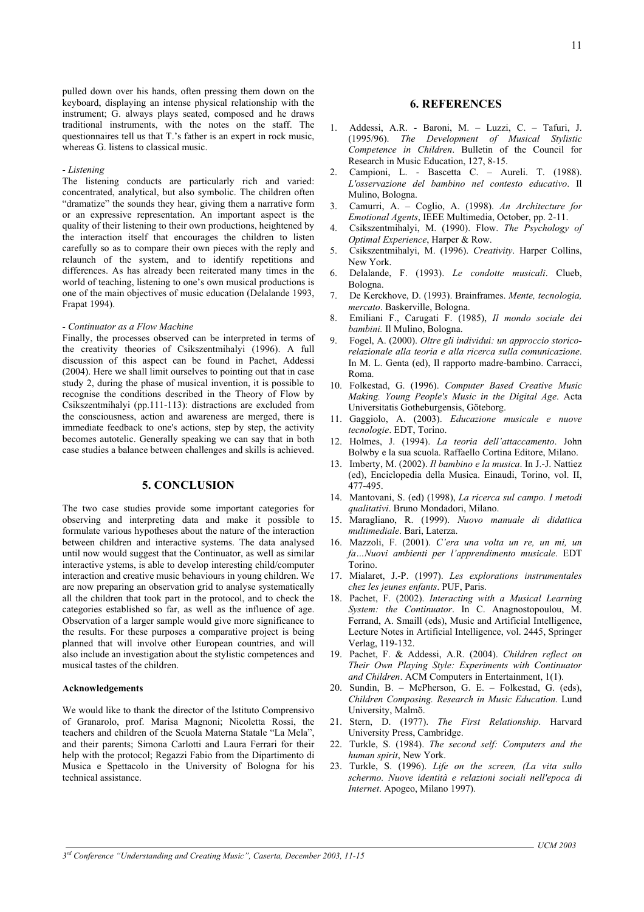pulled down over his hands, often pressing them down on the keyboard, displaying an intense physical relationship with the instrument; G. always plays seated, composed and he draws traditional instruments, with the notes on the staff. The questionnaires tell us that T.'s father is an expert in rock music, whereas G. listens to classical music.

*- Listening*

The listening conducts are particularly rich and varied: concentrated, analytical, but also symbolic. The children often "dramatize" the sounds they hear, giving them a narrative form or an expressive representation. An important aspect is the quality of their listening to their own productions, heightened by the interaction itself that encourages the children to listen carefully so as to compare their own pieces with the reply and relaunch of the system, and to identify repetitions and differences. As has already been reiterated many times in the world of teaching, listening to one's own musical productions is one of the main objectives of music education (Delalande 1993, Frapat 1994).

*- Continuator as a Flow Machine*

Finally, the processes observed can be interpreted in terms of the creativity theories of Csikszentmihalyi (1996). A full discussion of this aspect can be found in Pachet, Addessi (2004). Here we shall limit ourselves to pointing out that in case study 2, during the phase of musical invention, it is possible to recognise the conditions described in the Theory of Flow by Csikszentmihalyi (pp.111-113): distractions are excluded from the consciousness, action and awareness are merged, there is immediate feedback to one's actions, step by step, the activity becomes autotelic. Generally speaking we can say that in both case studies a balance between challenges and skills is achieved.

## 5. CONCLUSION

The two case studies provide some important categories for observing and interpreting data and make it possible to formulate various hypotheses about the nature of the interaction between children and interactive systems. The data analysed until now would suggest that the Continuator, as well as similar interactive ystems, is able to develop interesting child/computer interaction and creative music behaviours in young children. We are now preparing an observation grid to analyse systematically all the children that took part in the protocol, and to check the categories established so far, as well as the influence of age. Observation of a larger sample would give more significance to the results. For these purposes a comparative project is being planned that will involve other European countries, and will also include an investigation about the stylistic competences and musical tastes of the children.

**Acknowledgements**

We would like to thank the director of the Istituto Comprensivo of Granarolo, prof. Marisa Magnoni; Nicoletta Rossi, the teachers and children of the Scuola Materna Statale "La Mela", and their parents; Simona Carlotti and Laura Ferrari for their help with the protocol; Regazzi Fabio from the Dipartimento di Musica e Spettacolo in the University of Bologna for his technical assistance.

## 6. REFERENCES

1. Addessi, A.R. - Baroni, M. – Luzzi, C. – Tafuri, J. (1995/96). *The Development of Musical Stylistic Competence in Children*. Bulletin of the Council for Research in Music Education, 127, 8-15.
2. Campioni, L. - Bascetta C. – Aureli. T. (1988). *L'osservazione del bambino nel contesto educativo*. Il Mulino, Bologna.
3. Camurri, A. – Coglio, A. (1998). *An Architecture for Emotional Agents*, IEEE Multimedia, October, pp. 2-11.
4. Csikszentmihalyi, M. (1990). Flow. *The Psychology of Optimal Experience*, Harper & Row.
5. Csikszentmihalyi, M. (1996). *Creativity*. Harper Collins, New York.
6. Delalande, F. (1993). *Le condotte musicali*. Clueb, Bologna.
7. De Kerckhove, D. (1993). Brainframes. *Mente, tecnologia, mercato*. Baskerville, Bologna.
8. Emiliani F., Carugati F. (1985), *Il mondo sociale dei bambini.* Il Mulino, Bologna.
9. Fogel, A. (2000). *Oltre gli individui: un approccio storico-relazionale alla teoria e alla ricerca sulla comunicazione*. In M. L. Genta (ed), Il rapporto madre-bambino. Carracci, Roma.
10. Folkestad, G. (1996). *Computer Based Creative Music Making. Young People's Music in the Digital Age*. Acta Universitatis Gotheburgensis, Göteborg.
11. Gaggiolo, A. (2003). *Educazione musicale e nuove tecnologie*. EDT, Torino.
12. Holmes, J. (1994). *La teoria dell'attaccamento*. John Bolwby e la sua scuola. Raffaello Cortina Editore, Milano.
13. Imberty, M. (2002). *Il bambino e la musica*. In J.-J. Nattiez (ed), Enciclopedia della Musica. Einaudi, Torino, vol. II, 477-495.
14. Mantovani, S. (ed) (1998), *La ricerca sul campo. I metodi qualitativi*. Bruno Mondadori, Milano.
15. Maragliano, R. (1999). *Nuovo manuale di didattica multimediale*. Bari, Laterza.
16. Mazzoli, F. (2001). *C'era una volta un re, un mi, un fa…Nuovi ambienti per l'apprendimento musicale*. EDT Torino.
17. Mialaret, J.-P. (1997). *Les explorations instrumentales chez les jeunes enfants*. PUF, Paris.
18. Pachet, F. (2002). *Interacting with a Musical Learning System: the Continuator*. In C. Anagnostopoulou, M. Ferrand, A. Smaill (eds), Music and Artificial Intelligence, Lecture Notes in Artificial Intelligence, vol. 2445, Springer Verlag, 119-132.
19. Pachet, F. & Addessi, A.R. (2004). *Children reflect on Their Own Playing Style: Experiments with Continuator and Children*. ACM Computers in Entertainment, 1(1).
20. Sundin, B. – McPherson, G. E. – Folkestad, G. (eds), *Children Composing. Research in Music Education*. Lund University, Malmö.
21. Stern, D. (1977). *The First Relationship*. Harvard University Press, Cambridge.
22. Turkle, S. (1984). *The second self: Computers and the human spirit*, New York.
23. Turkle, S. (1996). *Life on the screen, (La vita sullo schermo. Nuove identità e relazioni sociali nell'epoca di Internet*. Apogeo, Milano 1997).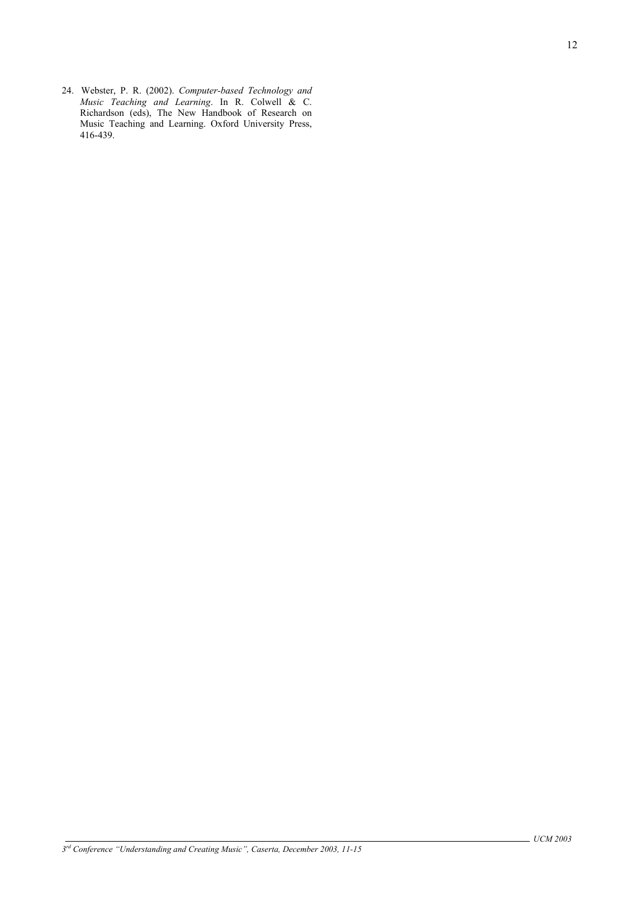24. Webster, P. R. (2002). *Computer-based Technology and Music Teaching and Learning*. In R. Colwell & C. Richardson (eds), The New Handbook of Research on Music Teaching and Learning. Oxford University Press, 416-439.